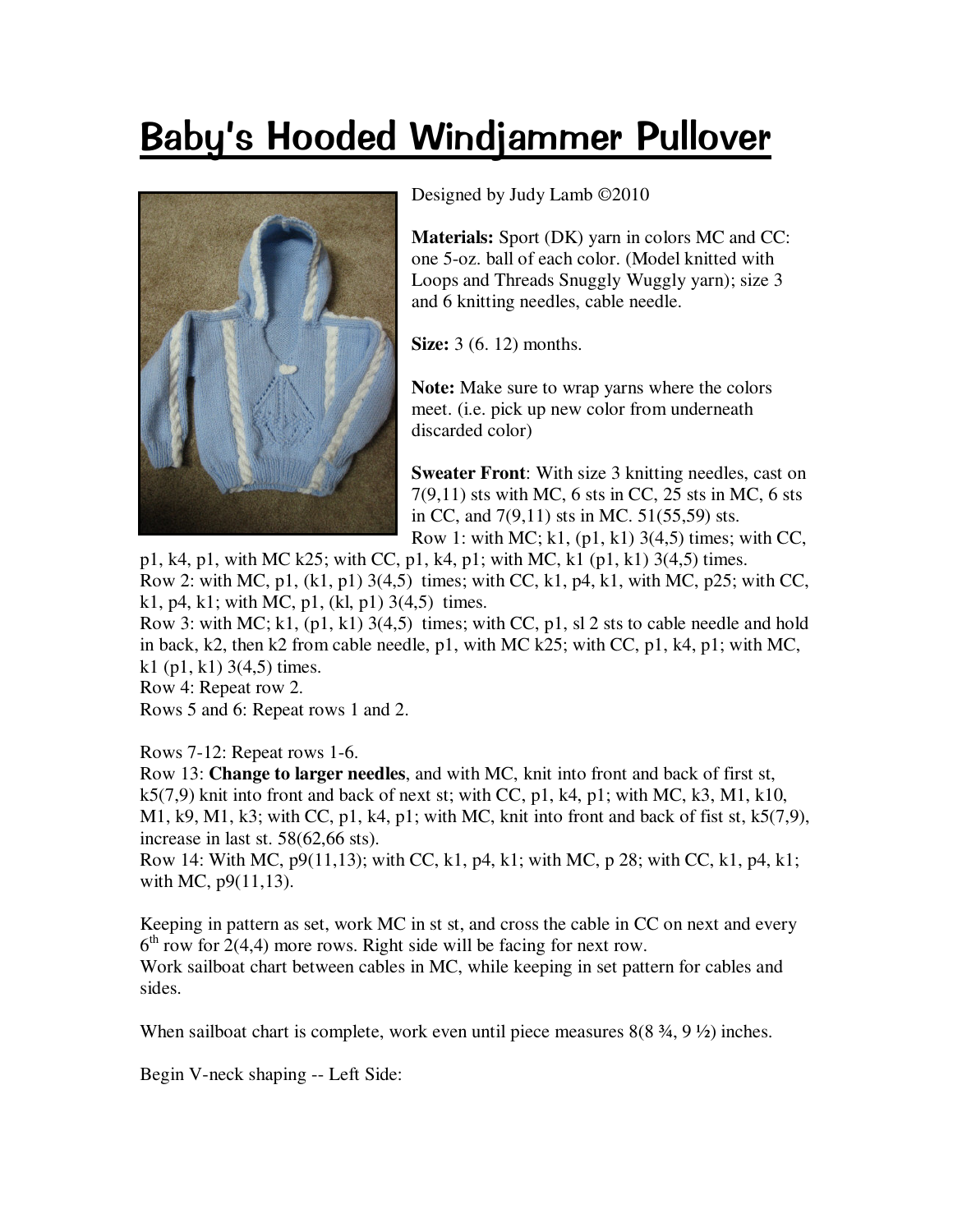# Baby's Hooded Windjammer Pullover

Designed by Judy Lamb ©2010

**Materials:** Sport (DK) yarn in colors MC and CC: one 5-oz. ball of each color. (Model knitted with Loops and Threads Snuggly Wuggly yarn); size 3 and 6 knitting needles, cable needle.

**Size:** 3 (6. 12) months.

**Note:** Make sure to wrap yarns where the colors meet. (i.e. pick up new color from underneath discarded color)

**Sweater Front**: With size 3 knitting needles, cast on 7(9,11) sts with MC, 6 sts in CC, 25 sts in MC, 6 sts in CC, and 7(9,11) sts in MC. 51(55,59) sts.

Row 1: with MC; k1, (p1, k1) 3(4,5) times; with CC, p1, k4, p1, with MC k25; with CC, p1, k4, p1; with MC, k1 (p1, k1) 3(4,5) times.

Row 2: with MC, p1, (k1, p1) 3(4,5) times; with CC, k1, p4, k1, with MC, p25; with CC, k1, p4, k1; with MC, p1, (kl, p1) 3(4,5) times.

Row 3: with MC; k1, (p1, k1) 3(4,5) times; with CC, p1, sl 2 sts to cable needle and hold in back, k2, then k2 from cable needle, p1, with MC k25; with CC, p1, k4, p1; with MC, k1 (p1, k1) 3(4,5) times.

Row 4: Repeat row 2.

Rows 5 and 6: Repeat rows 1 and 2.

Rows 7-12: Repeat rows 1-6.

Row 13: **Change to larger needles**, and with MC, knit into front and back of first st, k5(7,9) knit into front and back of next st; with CC, p1, k4, p1; with MC, k3, M1, k10, M1, k9, M1, k3; with CC, p1, k4, p1; with MC, knit into front and back of fist st, k5(7,9), increase in last st. 58(62,66 sts).

Row 14: With MC, p9(11,13); with CC, k1, p4, k1; with MC, p 28; with CC, k1, p4, k1; with MC, p9(11,13).

Keeping in pattern as set, work MC in st st, and cross the cable in CC on next and every 6th row for 2(4,4) more rows. Right side will be facing for next row.

Work sailboat chart between cables in MC, while keeping in set pattern for cables and sides.

When sailboat chart is complete, work even until piece measures 8(8 ¾, 9 ½) inches.

Begin V-neck shaping -- Left Side: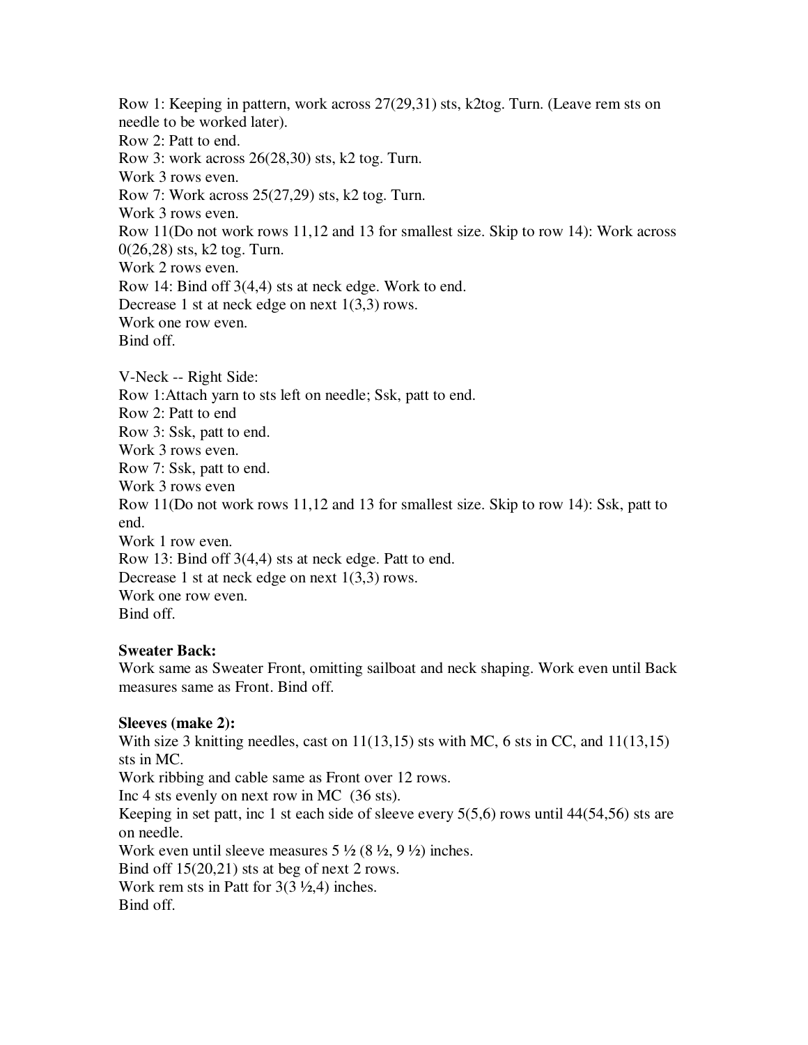Row 1: Keeping in pattern, work across 27(29,31) sts, k2tog. Turn. (Leave rem sts on needle to be worked later).
Row 2: Patt to end.
Row 3: work across 26(28,30) sts, k2 tog. Turn.
Work 3 rows even.
Row 7: Work across 25(27,29) sts, k2 tog. Turn.
Work 3 rows even.
Row 11(Do not work rows 11,12 and 13 for smallest size. Skip to row 14): Work across 0(26,28) sts, k2 tog. Turn.
Work 2 rows even.
Row 14: Bind off 3(4,4) sts at neck edge. Work to end.
Decrease 1 st at neck edge on next 1(3,3) rows.
Work one row even.
Bind off.

V-Neck -- Right Side:
Row 1:Attach yarn to sts left on needle; Ssk, patt to end.
Row 2: Patt to end
Row 3: Ssk, patt to end.
Work 3 rows even.
Row 7: Ssk, patt to end.
Work 3 rows even
Row 11(Do not work rows 11,12 and 13 for smallest size. Skip to row 14): Ssk, patt to end.
Work 1 row even.
Row 13: Bind off 3(4,4) sts at neck edge. Patt to end.
Decrease 1 st at neck edge on next 1(3,3) rows.
Work one row even.
Bind off.

**Sweater Back:**
Work same as Sweater Front, omitting sailboat and neck shaping. Work even until Back measures same as Front. Bind off.

**Sleeves (make 2):**
With size 3 knitting needles, cast on 11(13,15) sts with MC, 6 sts in CC, and 11(13,15) sts in MC.
Work ribbing and cable same as Front over 12 rows.
Inc 4 sts evenly on next row in MC (36 sts).
Keeping in set patt, inc 1 st each side of sleeve every 5(5,6) rows until 44(54,56) sts are on needle.
Work even until sleeve measures 5 ½ (8 ½, 9 ½) inches.
Bind off 15(20,21) sts at beg of next 2 rows.
Work rem sts in Patt for 3(3 ½,4) inches.
Bind off.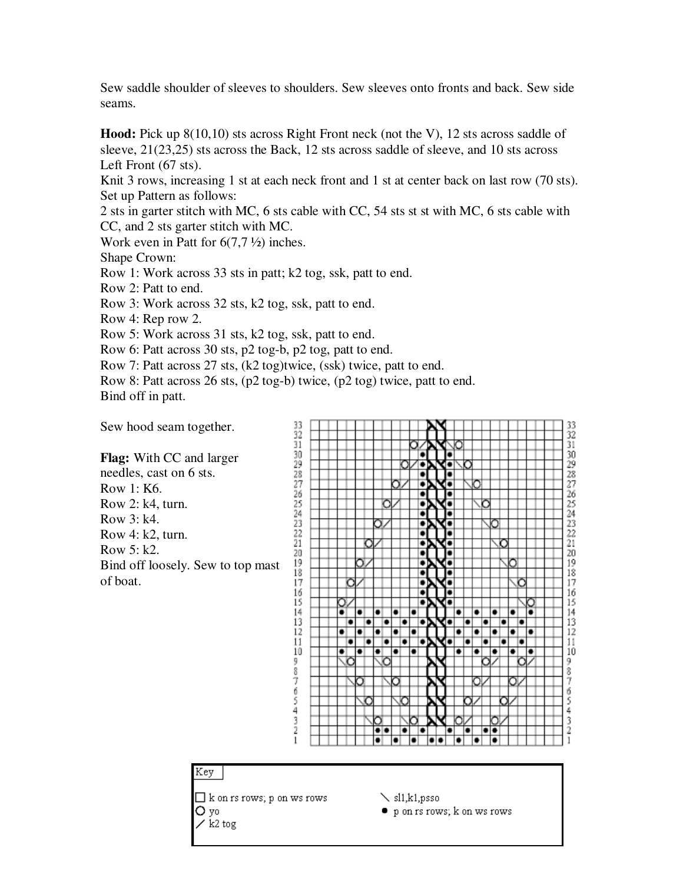Sew saddle shoulder of sleeves to shoulders. Sew sleeves onto fronts and back. Sew side seams.

**Hood:** Pick up 8(10,10) sts across Right Front neck (not the V), 12 sts across saddle of sleeve, 21(23,25) sts across the Back, 12 sts across saddle of sleeve, and 10 sts across Left Front (67 sts).

Knit 3 rows, increasing 1 st at each neck front and 1 st at center back on last row (70 sts).

Set up Pattern as follows:

2 sts in garter stitch with MC, 6 sts cable with CC, 54 sts st st with MC, 6 sts cable with CC, and 2 sts garter stitch with MC.

Work even in Patt for 6(7,7 ½) inches.

Shape Crown:

Row 1: Work across 33 sts in patt; k2 tog, ssk, patt to end.

Row 2: Patt to end.

Row 3: Work across 32 sts, k2 tog, ssk, patt to end.

Row 4: Rep row 2.

Row 5: Work across 31 sts, k2 tog, ssk, patt to end.

Row 6: Patt across 30 sts, p2 tog-b, p2 tog, patt to end.

Row 7: Patt across 27 sts, (k2 tog)twice, (ssk) twice, patt to end.

Row 8: Patt across 26 sts, (p2 tog-b) twice, (p2 tog) twice, patt to end.

Bind off in patt.

Sew hood seam together.

**Flag:** With CC and larger needles, cast on 6 sts.

Row 1: K6.

Row 2: k4, turn.

Row 3: k4.

Row 4: k2, turn.

Row 5: k2.

Bind off loosely. Sew to top mast of boat.

Key

☐ k on rs rows; p on ws rows

○ yo

/ k2 tog

\ sl1,k1,psso

● p on rs rows; k on ws rows